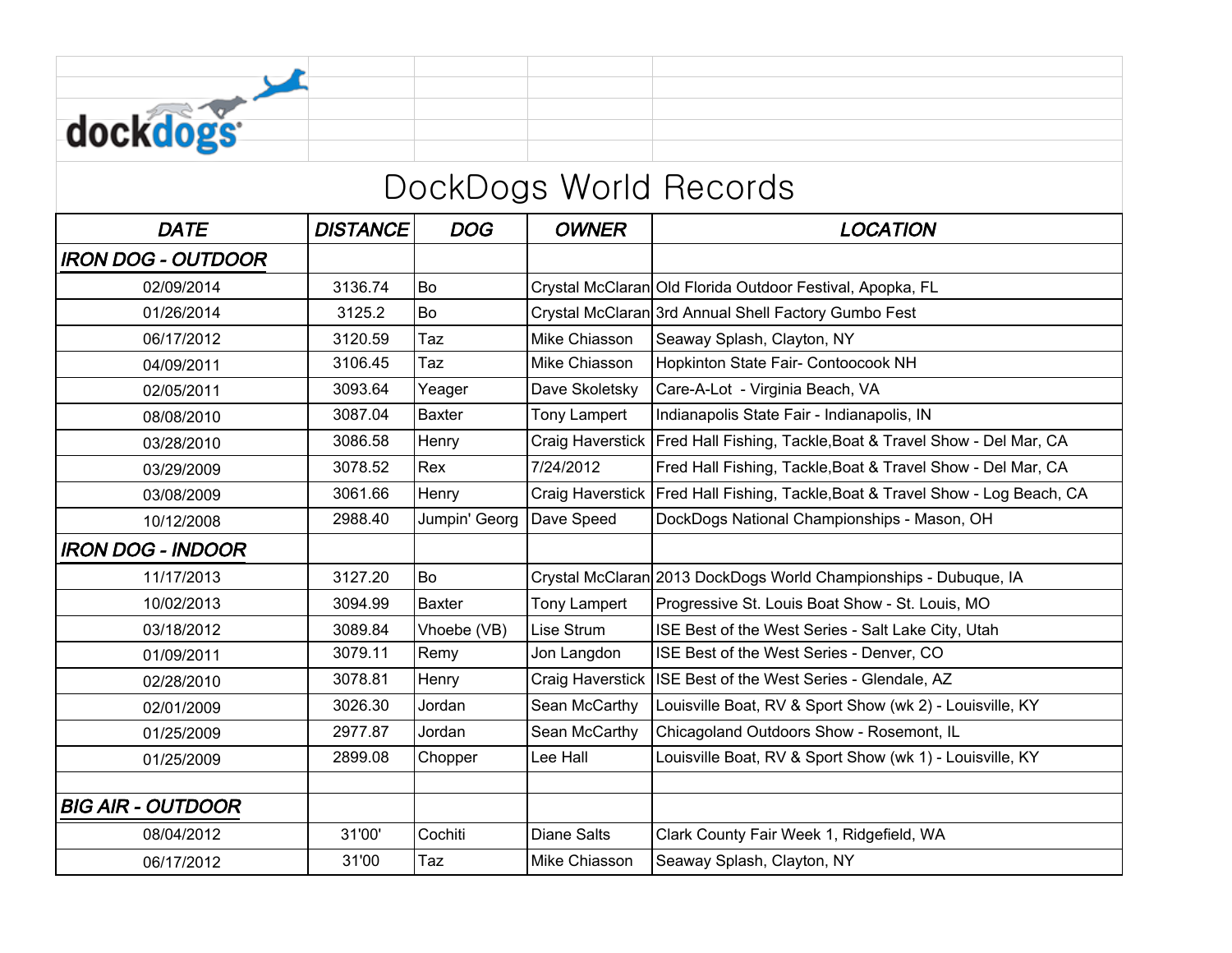dockdogs

# DockDogs World Records

| *DATE* | *DISTANCE* | *DOG* | *OWNER* | *LOCATION* |
|---|---|---|---|---|
| ***IRON DOG - OUTDOOR*** | | | | |
| 02/09/2014 | 3136.74 | Bo | Crystal McClaran | Old Florida Outdoor Festival, Apopka, FL |
| 01/26/2014 | 3125.2 | Bo | Crystal McClaran | 3rd Annual Shell Factory Gumbo Fest |
| 06/17/2012 | 3120.59 | Taz | Mike Chiasson | Seaway Splash, Clayton, NY |
| 04/09/2011 | 3106.45 | Taz | Mike Chiasson | Hopkinton State Fair- Contoocook NH |
| 02/05/2011 | 3093.64 | Yeager | Dave Skoletsky | Care-A-Lot - Virginia Beach, VA |
| 08/08/2010 | 3087.04 | Baxter | Tony Lampert | Indianapolis State Fair - Indianapolis, IN |
| 03/28/2010 | 3086.58 | Henry | Craig Haverstick | Fred Hall Fishing, Tackle,Boat & Travel Show - Del Mar, CA |
| 03/29/2009 | 3078.52 | Rex | 7/24/2012 | Fred Hall Fishing, Tackle,Boat & Travel Show - Del Mar, CA |
| 03/08/2009 | 3061.66 | Henry | Craig Haverstick | Fred Hall Fishing, Tackle,Boat & Travel Show - Log Beach, CA |
| 10/12/2008 | 2988.40 | Jumpin' Georg | Dave Speed | DockDogs National Championships - Mason, OH |
| ***IRON DOG - INDOOR*** | | | | |
| 11/17/2013 | 3127.20 | Bo | Crystal McClaran | 2013 DockDogs World Championships - Dubuque, IA |
| 10/02/2013 | 3094.99 | Baxter | Tony Lampert | Progressive St. Louis Boat Show - St. Louis, MO |
| 03/18/2012 | 3089.84 | Vhoebe (VB) | Lise Strum | ISE Best of the West Series - Salt Lake City, Utah |
| 01/09/2011 | 3079.11 | Remy | Jon Langdon | ISE Best of the West Series - Denver, CO |
| 02/28/2010 | 3078.81 | Henry | Craig Haverstick | ISE Best of the West Series - Glendale, AZ |
| 02/01/2009 | 3026.30 | Jordan | Sean McCarthy | Louisville Boat, RV & Sport Show (wk 2) - Louisville, KY |
| 01/25/2009 | 2977.87 | Jordan | Sean McCarthy | Chicagoland Outdoors Show - Rosemont, IL |
| 01/25/2009 | 2899.08 | Chopper | Lee Hall | Louisville Boat, RV & Sport Show (wk 1) - Louisville, KY |
| | | | | |
| ***BIG AIR - OUTDOOR*** | | | | |
| 08/04/2012 | 31'00' | Cochiti | Diane Salts | Clark County Fair Week 1, Ridgefield, WA |
| 06/17/2012 | 31'00 | Taz | Mike Chiasson | Seaway Splash, Clayton, NY |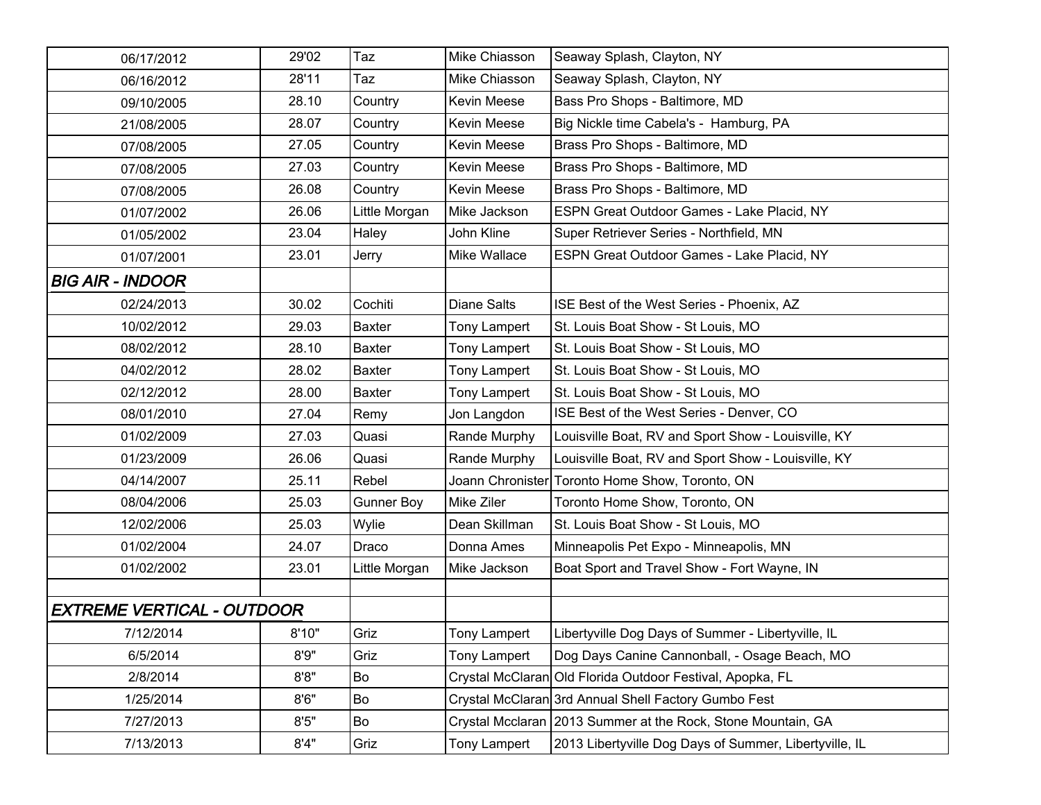| | | | | |
|---|---|---|---|---|
| 06/17/2012 | 29'02 | Taz | Mike Chiasson | Seaway Splash, Clayton, NY |
| 06/16/2012 | 28'11 | Taz | Mike Chiasson | Seaway Splash, Clayton, NY |
| 09/10/2005 | 28.10 | Country | Kevin Meese | Bass Pro Shops - Baltimore, MD |
| 21/08/2005 | 28.07 | Country | Kevin Meese | Big Nickle time Cabela's - Hamburg, PA |
| 07/08/2005 | 27.05 | Country | Kevin Meese | Brass Pro Shops - Baltimore, MD |
| 07/08/2005 | 27.03 | Country | Kevin Meese | Brass Pro Shops - Baltimore, MD |
| 07/08/2005 | 26.08 | Country | Kevin Meese | Brass Pro Shops - Baltimore, MD |
| 01/07/2002 | 26.06 | Little Morgan | Mike Jackson | ESPN Great Outdoor Games - Lake Placid, NY |
| 01/05/2002 | 23.04 | Haley | John Kline | Super Retriever Series - Northfield, MN |
| 01/07/2001 | 23.01 | Jerry | Mike Wallace | ESPN Great Outdoor Games - Lake Placid, NY |
| ***BIG AIR - INDOOR*** | | | | |
| 02/24/2013 | 30.02 | Cochiti | Diane Salts | ISE Best of the West Series - Phoenix, AZ |
| 10/02/2012 | 29.03 | Baxter | Tony Lampert | St. Louis Boat Show - St Louis, MO |
| 08/02/2012 | 28.10 | Baxter | Tony Lampert | St. Louis Boat Show - St Louis, MO |
| 04/02/2012 | 28.02 | Baxter | Tony Lampert | St. Louis Boat Show - St Louis, MO |
| 02/12/2012 | 28.00 | Baxter | Tony Lampert | St. Louis Boat Show - St Louis, MO |
| 08/01/2010 | 27.04 | Remy | Jon Langdon | ISE Best of the West Series - Denver, CO |
| 01/02/2009 | 27.03 | Quasi | Rande Murphy | Louisville Boat, RV and Sport Show - Louisville, KY |
| 01/23/2009 | 26.06 | Quasi | Rande Murphy | Louisville Boat, RV and Sport Show - Louisville, KY |
| 04/14/2007 | 25.11 | Rebel | Joann Chronister | Toronto Home Show, Toronto, ON |
| 08/04/2006 | 25.03 | Gunner Boy | Mike Ziler | Toronto Home Show, Toronto, ON |
| 12/02/2006 | 25.03 | Wylie | Dean Skillman | St. Louis Boat Show - St Louis, MO |
| 01/02/2004 | 24.07 | Draco | Donna Ames | Minneapolis Pet Expo - Minneapolis, MN |
| 01/02/2002 | 23.01 | Little Morgan | Mike Jackson | Boat Sport and Travel Show - Fort Wayne, IN |
| | | | | |
| ***EXTREME VERTICAL - OUTDOOR*** | | | | |
| 7/12/2014 | 8'10" | Griz | Tony Lampert | Libertyville Dog Days of Summer - Libertyville, IL |
| 6/5/2014 | 8'9" | Griz | Tony Lampert | Dog Days Canine Cannonball, - Osage Beach, MO |
| 2/8/2014 | 8'8" | Bo | Crystal McClaran | Old Florida Outdoor Festival, Apopka, FL |
| 1/25/2014 | 8'6" | Bo | Crystal McClaran | 3rd Annual Shell Factory Gumbo Fest |
| 7/27/2013 | 8'5" | Bo | Crystal Mcclaran | 2013 Summer at the Rock, Stone Mountain, GA |
| 7/13/2013 | 8'4" | Griz | Tony Lampert | 2013 Libertyville Dog Days of Summer, Libertyville, IL |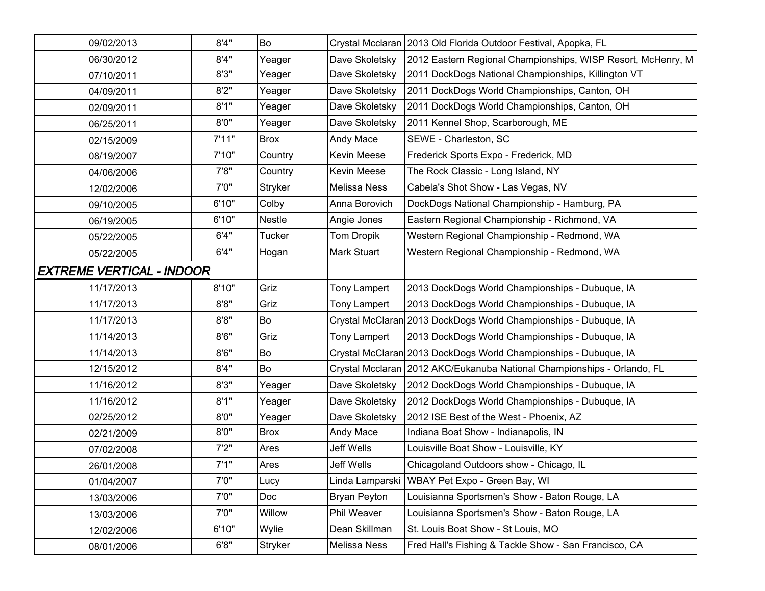| | | | | |
|---|---|---|---|---|
| 09/02/2013 | 8'4" | Bo | Crystal Mcclaran | 2013 Old Florida Outdoor Festival, Apopka, FL |
| 06/30/2012 | 8'4" | Yeager | Dave Skoletsky | 2012 Eastern Regional Championships, WISP Resort, McHenry, M |
| 07/10/2011 | 8'3" | Yeager | Dave Skoletsky | 2011 DockDogs National Championships, Killington VT |
| 04/09/2011 | 8'2" | Yeager | Dave Skoletsky | 2011 DockDogs World Championships, Canton, OH |
| 02/09/2011 | 8'1" | Yeager | Dave Skoletsky | 2011 DockDogs World Championships, Canton, OH |
| 06/25/2011 | 8'0" | Yeager | Dave Skoletsky | 2011 Kennel Shop, Scarborough, ME |
| 02/15/2009 | 7'11" | Brox | Andy Mace | SEWE - Charleston, SC |
| 08/19/2007 | 7'10" | Country | Kevin Meese | Frederick Sports Expo - Frederick, MD |
| 04/06/2006 | 7'8" | Country | Kevin Meese | The Rock Classic - Long Island, NY |
| 12/02/2006 | 7'0" | Stryker | Melissa Ness | Cabela's Shot Show - Las Vegas, NV |
| 09/10/2005 | 6'10" | Colby | Anna Borovich | DockDogs National Championship - Hamburg, PA |
| 06/19/2005 | 6'10" | Nestle | Angie Jones | Eastern Regional Championship - Richmond, VA |
| 05/22/2005 | 6'4" | Tucker | Tom Dropik | Western Regional Championship - Redmond, WA |
| 05/22/2005 | 6'4" | Hogan | Mark Stuart | Western Regional Championship - Redmond, WA |
| ***EXTREME VERTICAL - INDOOR*** | | | | |
| 11/17/2013 | 8'10" | Griz | Tony Lampert | 2013 DockDogs World Championships - Dubuque, IA |
| 11/17/2013 | 8'8" | Griz | Tony Lampert | 2013 DockDogs World Championships - Dubuque, IA |
| 11/17/2013 | 8'8" | Bo | Crystal McClaran | 2013 DockDogs World Championships - Dubuque, IA |
| 11/14/2013 | 8'6" | Griz | Tony Lampert | 2013 DockDogs World Championships - Dubuque, IA |
| 11/14/2013 | 8'6" | Bo | Crystal McClaran | 2013 DockDogs World Championships - Dubuque, IA |
| 12/15/2012 | 8'4" | Bo | Crystal Mcclaran | 2012 AKC/Eukanuba National Championships - Orlando, FL |
| 11/16/2012 | 8'3" | Yeager | Dave Skoletsky | 2012 DockDogs World Championships - Dubuque, IA |
| 11/16/2012 | 8'1" | Yeager | Dave Skoletsky | 2012 DockDogs World Championships - Dubuque, IA |
| 02/25/2012 | 8'0" | Yeager | Dave Skoletsky | 2012 ISE Best of the West - Phoenix, AZ |
| 02/21/2009 | 8'0" | Brox | Andy Mace | Indiana Boat Show - Indianapolis, IN |
| 07/02/2008 | 7'2" | Ares | Jeff Wells | Louisville Boat Show - Louisville, KY |
| 26/01/2008 | 7'1" | Ares | Jeff Wells | Chicagoland Outdoors show - Chicago, IL |
| 01/04/2007 | 7'0" | Lucy | Linda Lamparski | WBAY Pet Expo - Green Bay, WI |
| 13/03/2006 | 7'0" | Doc | Bryan Peyton | Louisianna Sportsmen's Show - Baton Rouge, LA |
| 13/03/2006 | 7'0" | Willow | Phil Weaver | Louisianna Sportsmen's Show - Baton Rouge, LA |
| 12/02/2006 | 6'10" | Wylie | Dean Skillman | St. Louis Boat Show - St Louis, MO |
| 08/01/2006 | 6'8" | Stryker | Melissa Ness | Fred Hall's Fishing & Tackle Show - San Francisco, CA |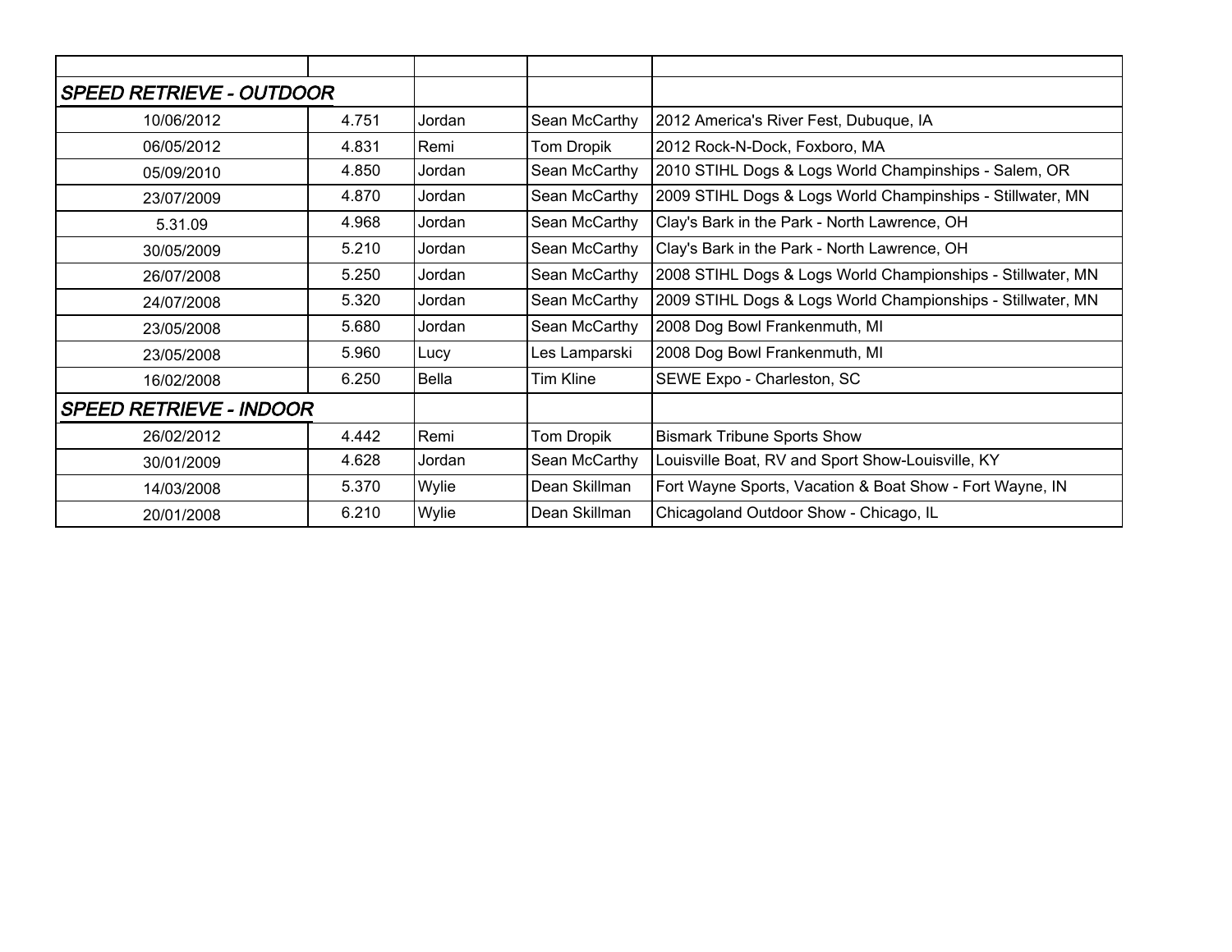| | | | | |
|---|---|---|---|---|
| ***SPEED RETRIEVE - OUTDOOR*** | | | | |
| 10/06/2012 | 4.751 | Jordan | Sean McCarthy | 2012 America's River Fest, Dubuque, IA |
| 06/05/2012 | 4.831 | Remi | Tom Dropik | 2012 Rock-N-Dock, Foxboro, MA |
| 05/09/2010 | 4.850 | Jordan | Sean McCarthy | 2010 STIHL Dogs & Logs World Champinships - Salem, OR |
| 23/07/2009 | 4.870 | Jordan | Sean McCarthy | 2009 STIHL Dogs & Logs World Champinships - Stillwater, MN |
| 5.31.09 | 4.968 | Jordan | Sean McCarthy | Clay's Bark in the Park - North Lawrence, OH |
| 30/05/2009 | 5.210 | Jordan | Sean McCarthy | Clay's Bark in the Park - North Lawrence, OH |
| 26/07/2008 | 5.250 | Jordan | Sean McCarthy | 2008 STIHL Dogs & Logs World Championships - Stillwater, MN |
| 24/07/2008 | 5.320 | Jordan | Sean McCarthy | 2009 STIHL Dogs & Logs World Championships - Stillwater, MN |
| 23/05/2008 | 5.680 | Jordan | Sean McCarthy | 2008 Dog Bowl Frankenmuth, MI |
| 23/05/2008 | 5.960 | Lucy | Les Lamparski | 2008 Dog Bowl Frankenmuth, MI |
| 16/02/2008 | 6.250 | Bella | Tim Kline | SEWE Expo - Charleston, SC |
| ***SPEED RETRIEVE - INDOOR*** | | | | |
| 26/02/2012 | 4.442 | Remi | Tom Dropik | Bismark Tribune Sports Show |
| 30/01/2009 | 4.628 | Jordan | Sean McCarthy | Louisville Boat, RV and Sport Show-Louisville, KY |
| 14/03/2008 | 5.370 | Wylie | Dean Skillman | Fort Wayne Sports, Vacation & Boat Show - Fort Wayne, IN |
| 20/01/2008 | 6.210 | Wylie | Dean Skillman | Chicagoland Outdoor Show - Chicago, IL |